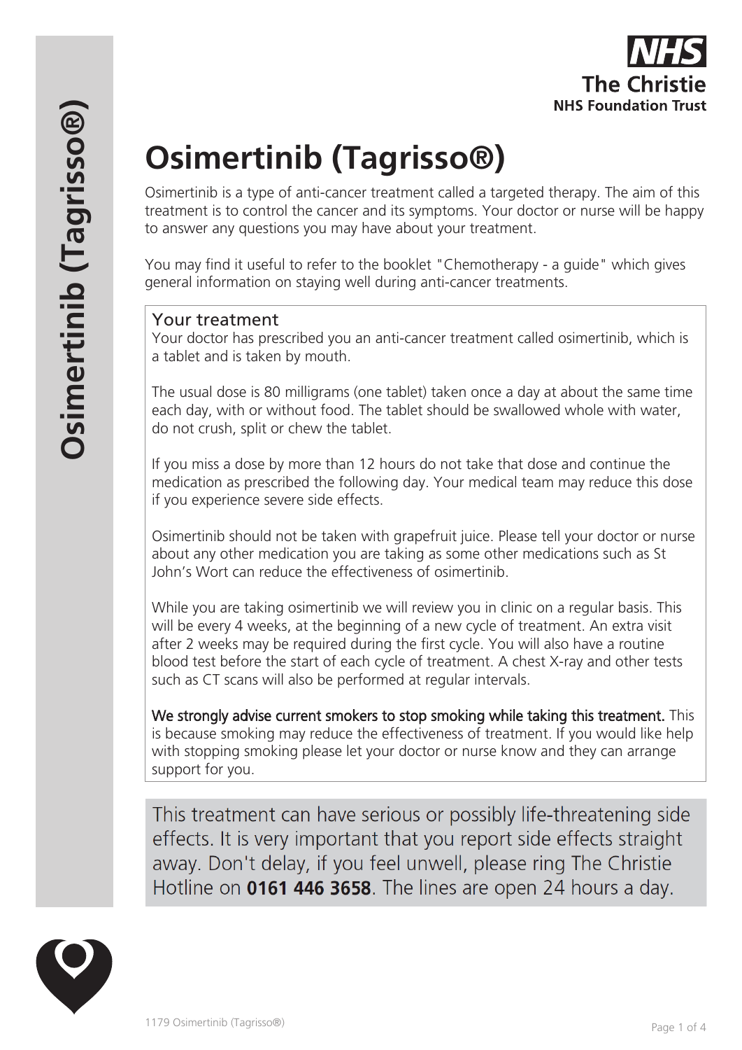# Osimertinib (Tagrisso®)

Osimertinib is a type of anti-cancer treatment called a targeted therapy. The aim of this treatment is to control the cancer and its symptoms. Your doctor or nurse will be happy to answer any questions you may have about your treatment.

You may find it useful to refer to the booklet "Chemotherapy - a guide" which gives general information on staying well during anti-cancer treatments.

## Your treatment

Your doctor has prescribed you an anti-cancer treatment called osimertinib, which is a tablet and is taken by mouth.

The usual dose is 80 milligrams (one tablet) taken once a day at about the same time each day, with or without food. The tablet should be swallowed whole with water, do not crush, split or chew the tablet.

If you miss a dose by more than 12 hours do not take that dose and continue the medication as prescribed the following day. Your medical team may reduce this dose if you experience severe side effects.

Osimertinib should not be taken with grapefruit juice. Please tell your doctor or nurse about any other medication you are taking as some other medications such as St John's Wort can reduce the effectiveness of osimertinib.

While you are taking osimertinib we will review you in clinic on a regular basis. This will be every 4 weeks, at the beginning of a new cycle of treatment. An extra visit after 2 weeks may be required during the first cycle. You will also have a routine blood test before the start of each cycle of treatment. A chest X-ray and other tests such as CT scans will also be performed at regular intervals.

**We strongly advise current smokers to stop smoking while taking this treatment.** This is because smoking may reduce the effectiveness of treatment. If you would like help with stopping smoking please let your doctor or nurse know and they can arrange support for you.

This treatment can have serious or possibly life-threatening side effects. It is very important that you report side effects straight away. Don't delay, if you feel unwell, please ring The Christie Hotline on **0161 446 3658**. The lines are open 24 hours a day.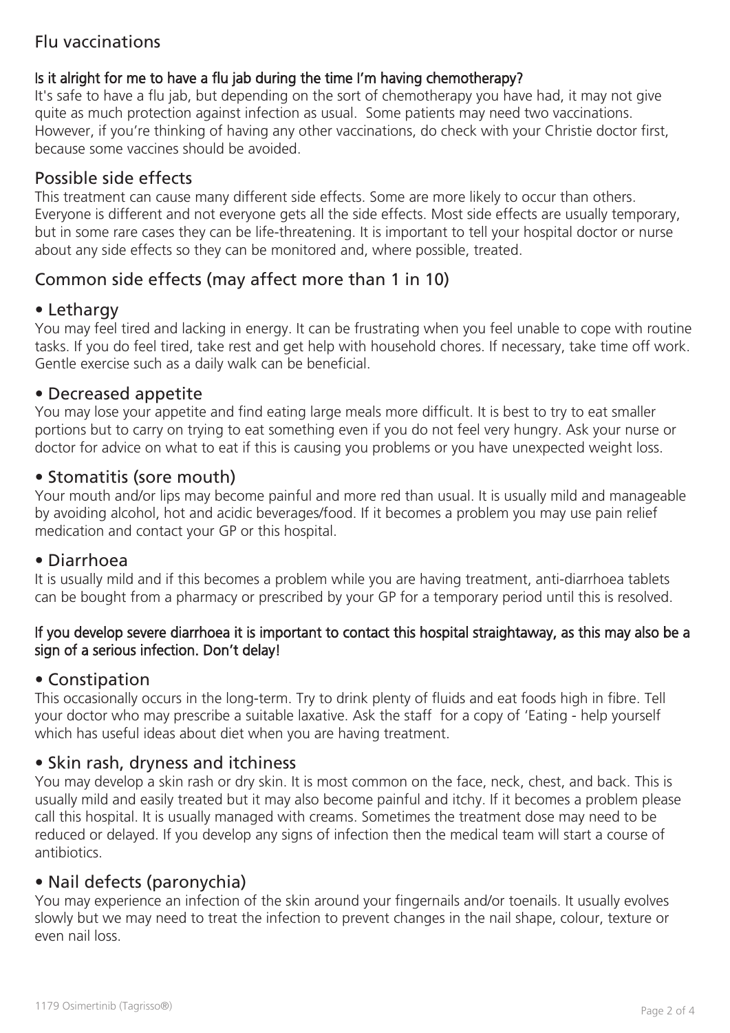## Flu vaccinations

**Is it alright for me to have a flu jab during the time I'm having chemotherapy?**

It's safe to have a flu jab, but depending on the sort of chemotherapy you have had, it may not give quite as much protection against infection as usual. Some patients may need two vaccinations. However, if you're thinking of having any other vaccinations, do check with your Christie doctor first, because some vaccines should be avoided.

## Possible side effects

This treatment can cause many different side effects. Some are more likely to occur than others. Everyone is different and not everyone gets all the side effects. Most side effects are usually temporary, but in some rare cases they can be life-threatening. It is important to tell your hospital doctor or nurse about any side effects so they can be monitored and, where possible, treated.

## Common side effects (may affect more than 1 in 10)

### • Lethargy

You may feel tired and lacking in energy. It can be frustrating when you feel unable to cope with routine tasks. If you do feel tired, take rest and get help with household chores. If necessary, take time off work. Gentle exercise such as a daily walk can be beneficial.

### • Decreased appetite

You may lose your appetite and find eating large meals more difficult. It is best to try to eat smaller portions but to carry on trying to eat something even if you do not feel very hungry. Ask your nurse or doctor for advice on what to eat if this is causing you problems or you have unexpected weight loss.

### • Stomatitis (sore mouth)

Your mouth and/or lips may become painful and more red than usual. It is usually mild and manageable by avoiding alcohol, hot and acidic beverages/food. If it becomes a problem you may use pain relief medication and contact your GP or this hospital.

### • Diarrhoea

It is usually mild and if this becomes a problem while you are having treatment, anti-diarrhoea tablets can be bought from a pharmacy or prescribed by your GP for a temporary period until this is resolved.

**If you develop severe diarrhoea it is important to contact this hospital straightaway, as this may also be a sign of a serious infection. Don't delay!**

### • Constipation

This occasionally occurs in the long-term. Try to drink plenty of fluids and eat foods high in fibre. Tell your doctor who may prescribe a suitable laxative. Ask the staff for a copy of 'Eating - help yourself which has useful ideas about diet when you are having treatment.

### • Skin rash, dryness and itchiness

You may develop a skin rash or dry skin. It is most common on the face, neck, chest, and back. This is usually mild and easily treated but it may also become painful and itchy. If it becomes a problem please call this hospital. It is usually managed with creams. Sometimes the treatment dose may need to be reduced or delayed. If you develop any signs of infection then the medical team will start a course of antibiotics.

### • Nail defects (paronychia)

You may experience an infection of the skin around your fingernails and/or toenails. It usually evolves slowly but we may need to treat the infection to prevent changes in the nail shape, colour, texture or even nail loss.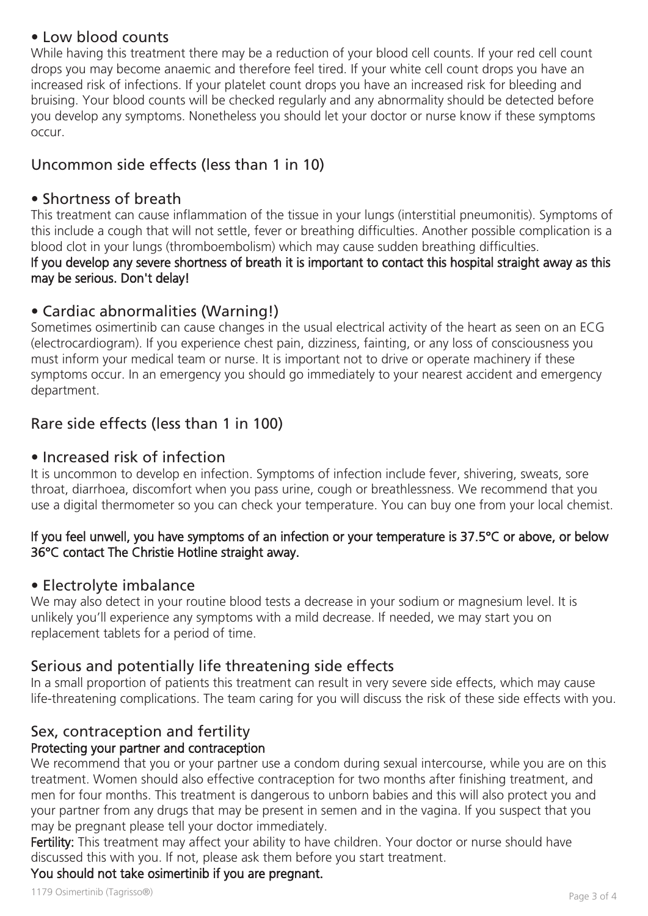## • Low blood counts

While having this treatment there may be a reduction of your blood cell counts. If your red cell count drops you may become anaemic and therefore feel tired. If your white cell count drops you have an increased risk of infections. If your platelet count drops you have an increased risk for bleeding and bruising. Your blood counts will be checked regularly and any abnormality should be detected before you develop any symptoms. Nonetheless you should let your doctor or nurse know if these symptoms occur.

## Uncommon side effects (less than 1 in 10)

## • Shortness of breath

This treatment can cause inflammation of the tissue in your lungs (interstitial pneumonitis). Symptoms of this include a cough that will not settle, fever or breathing difficulties. Another possible complication is a blood clot in your lungs (thromboembolism) which may cause sudden breathing difficulties.

**If you develop any severe shortness of breath it is important to contact this hospital straight away as this may be serious. Don't delay!**

## • Cardiac abnormalities (Warning!)

Sometimes osimertinib can cause changes in the usual electrical activity of the heart as seen on an ECG (electrocardiogram). If you experience chest pain, dizziness, fainting, or any loss of consciousness you must inform your medical team or nurse. It is important not to drive or operate machinery if these symptoms occur. In an emergency you should go immediately to your nearest accident and emergency department.

## Rare side effects (less than 1 in 100)

## • Increased risk of infection

It is uncommon to develop en infection. Symptoms of infection include fever, shivering, sweats, sore throat, diarrhoea, discomfort when you pass urine, cough or breathlessness. We recommend that you use a digital thermometer so you can check your temperature. You can buy one from your local chemist.

**If you feel unwell, you have symptoms of an infection or your temperature is 37.5°C or above, or below 36°C contact The Christie Hotline straight away.**

## • Electrolyte imbalance

We may also detect in your routine blood tests a decrease in your sodium or magnesium level. It is unlikely you'll experience any symptoms with a mild decrease. If needed, we may start you on replacement tablets for a period of time.

## Serious and potentially life threatening side effects

In a small proportion of patients this treatment can result in very severe side effects, which may cause life-threatening complications. The team caring for you will discuss the risk of these side effects with you.

## Sex, contraception and fertility

### Protecting your partner and contraception

We recommend that you or your partner use a condom during sexual intercourse, while you are on this treatment. Women should also effective contraception for two months after finishing treatment, and men for four months. This treatment is dangerous to unborn babies and this will also protect you and your partner from any drugs that may be present in semen and in the vagina. If you suspect that you may be pregnant please tell your doctor immediately.

**Fertility:** This treatment may affect your ability to have children. Your doctor or nurse should have discussed this with you. If not, please ask them before you start treatment.

**You should not take osimertinib if you are pregnant.**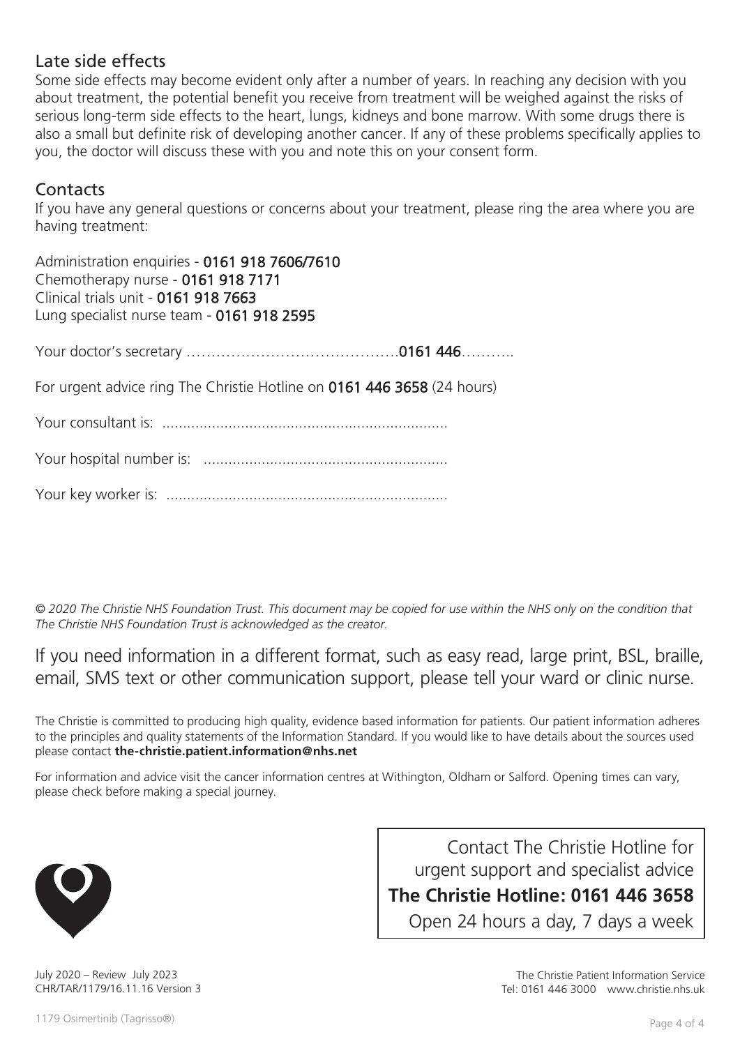## Late side effects

Some side effects may become evident only after a number of years. In reaching any decision with you about treatment, the potential benefit you receive from treatment will be weighed against the risks of serious long-term side effects to the heart, lungs, kidneys and bone marrow. With some drugs there is also a small but definite risk of developing another cancer. If any of these problems specifically applies to you, the doctor will discuss these with you and note this on your consent form.

## Contacts

If you have any general questions or concerns about your treatment, please ring the area where you are having treatment:

Administration enquiries - **0161 918 7606/7610**
Chemotherapy nurse - **0161 918 7171**
Clinical trials unit - **0161 918 7663**
Lung specialist nurse team - **0161 918 2595**

Your doctor's secretary …………………………………….**0161 446**………..

For urgent advice ring The Christie Hotline on **0161 446 3658** (24 hours)

Your consultant is: ....................................................................

Your hospital number is: ..........................................................

Your key worker is: ...................................................................

*© 2020 The Christie NHS Foundation Trust. This document may be copied for use within the NHS only on the condition that The Christie NHS Foundation Trust is acknowledged as the creator.*

If you need information in a different format, such as easy read, large print, BSL, braille, email, SMS text or other communication support, please tell your ward or clinic nurse.

The Christie is committed to producing high quality, evidence based information for patients. Our patient information adheres to the principles and quality statements of the Information Standard. If you would like to have details about the sources used please contact **the-christie.patient.information@nhs.net**

For information and advice visit the cancer information centres at Withington, Oldham or Salford. Opening times can vary, please check before making a special journey.

Contact The Christie Hotline for urgent support and specialist advice
**The Christie Hotline: 0161 446 3658**
Open 24 hours a day, 7 days a week

July 2020 – Review July 2023
CHR/TAR/1179/16.11.16 Version 3

The Christie Patient Information Service
Tel: 0161 446 3000 www.christie.nhs.uk

1179 Osimertinib (Tagrisso®)